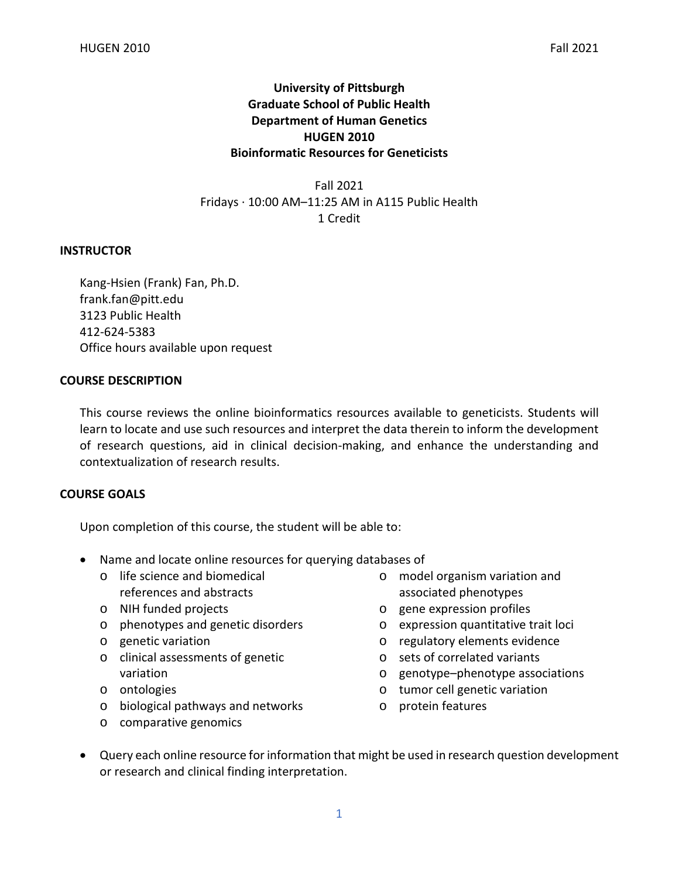# University of Pittsburgh
# Graduate School of Public Health
# Department of Human Genetics
# HUGEN 2010
# Bioinformatic Resources for Geneticists

Fall 2021
Fridays · 10:00 AM–11:25 AM in A115 Public Health
1 Credit

## INSTRUCTOR

Kang-Hsien (Frank) Fan, Ph.D.
frank.fan@pitt.edu
3123 Public Health
412-624-5383
Office hours available upon request

## COURSE DESCRIPTION

This course reviews the online bioinformatics resources available to geneticists. Students will learn to locate and use such resources and interpret the data therein to inform the development of research questions, aid in clinical decision-making, and enhance the understanding and contextualization of research results.

## COURSE GOALS

Upon completion of this course, the student will be able to:

- Name and locate online resources for querying databases of
  - life science and biomedical references and abstracts
  - NIH funded projects
  - phenotypes and genetic disorders
  - genetic variation
  - clinical assessments of genetic variation
  - ontologies
  - biological pathways and networks
  - comparative genomics
  - model organism variation and associated phenotypes
  - gene expression profiles
  - expression quantitative trait loci
  - regulatory elements evidence
  - sets of correlated variants
  - genotype–phenotype associations
  - tumor cell genetic variation
  - protein features
- Query each online resource for information that might be used in research question development or research and clinical finding interpretation.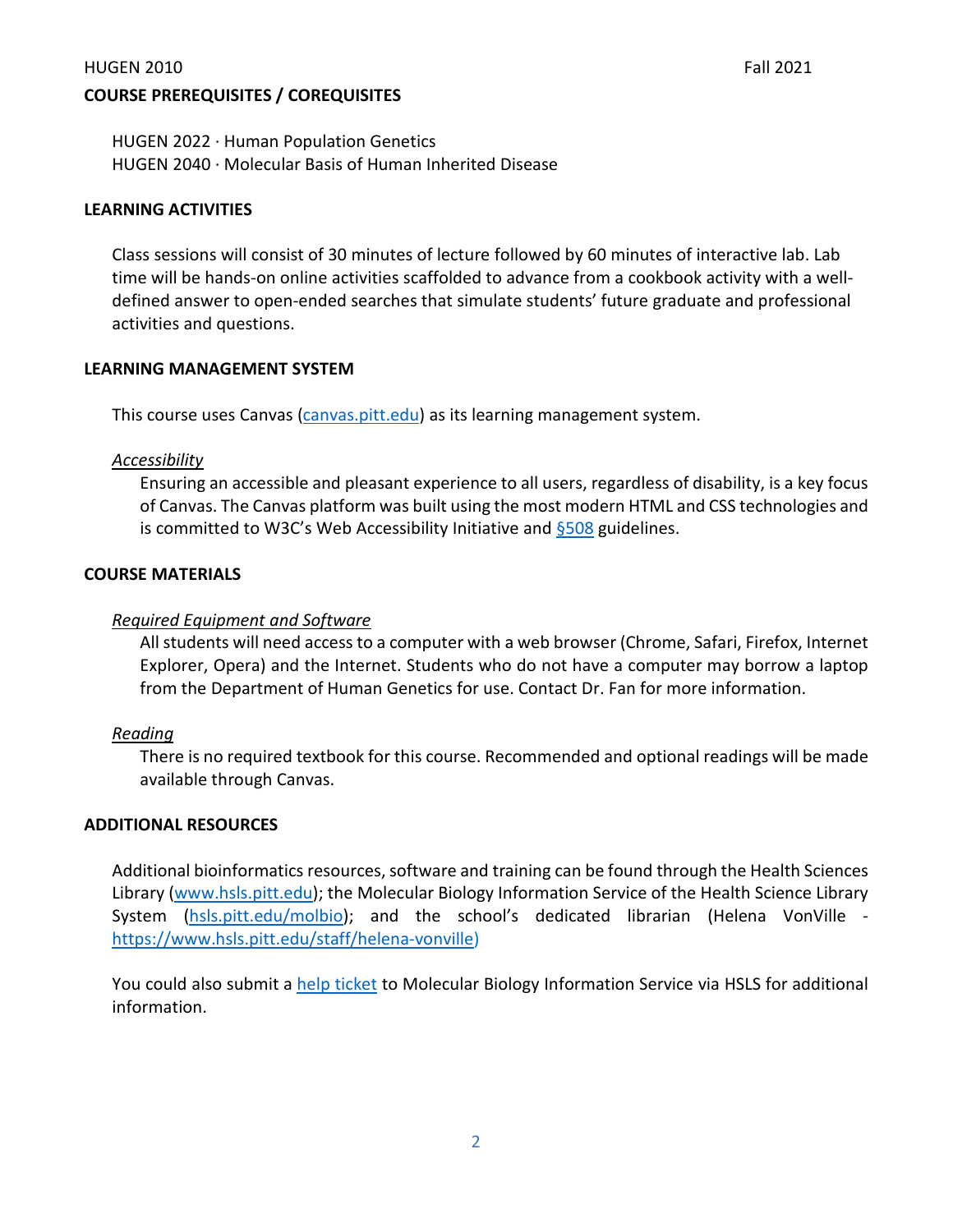## COURSE PREREQUISITES / COREQUISITES

HUGEN 2022 · Human Population Genetics
HUGEN 2040 · Molecular Basis of Human Inherited Disease

## LEARNING ACTIVITIES

Class sessions will consist of 30 minutes of lecture followed by 60 minutes of interactive lab. Lab time will be hands-on online activities scaffolded to advance from a cookbook activity with a well-defined answer to open-ended searches that simulate students' future graduate and professional activities and questions.

## LEARNING MANAGEMENT SYSTEM

This course uses Canvas ([canvas.pitt.edu](canvas.pitt.edu)) as its learning management system.

### *Accessibility*

Ensuring an accessible and pleasant experience to all users, regardless of disability, is a key focus of Canvas. The Canvas platform was built using the most modern HTML and CSS technologies and is committed to W3C's Web Accessibility Initiative and §508 guidelines.

## COURSE MATERIALS

### *Required Equipment and Software*

All students will need access to a computer with a web browser (Chrome, Safari, Firefox, Internet Explorer, Opera) and the Internet. Students who do not have a computer may borrow a laptop from the Department of Human Genetics for use. Contact Dr. Fan for more information.

### *Reading*

There is no required textbook for this course. Recommended and optional readings will be made available through Canvas.

## ADDITIONAL RESOURCES

Additional bioinformatics resources, software and training can be found through the Health Sciences Library ([www.hsls.pitt.edu](www.hsls.pitt.edu)); the Molecular Biology Information Service of the Health Science Library System ([hsls.pitt.edu/molbio](hsls.pitt.edu/molbio)); and the school's dedicated librarian (Helena VonVille - [https://www.hsls.pitt.edu/staff/helena-vonville](https://www.hsls.pitt.edu/staff/helena-vonville))

You could also submit a help ticket to Molecular Biology Information Service via HSLS for additional information.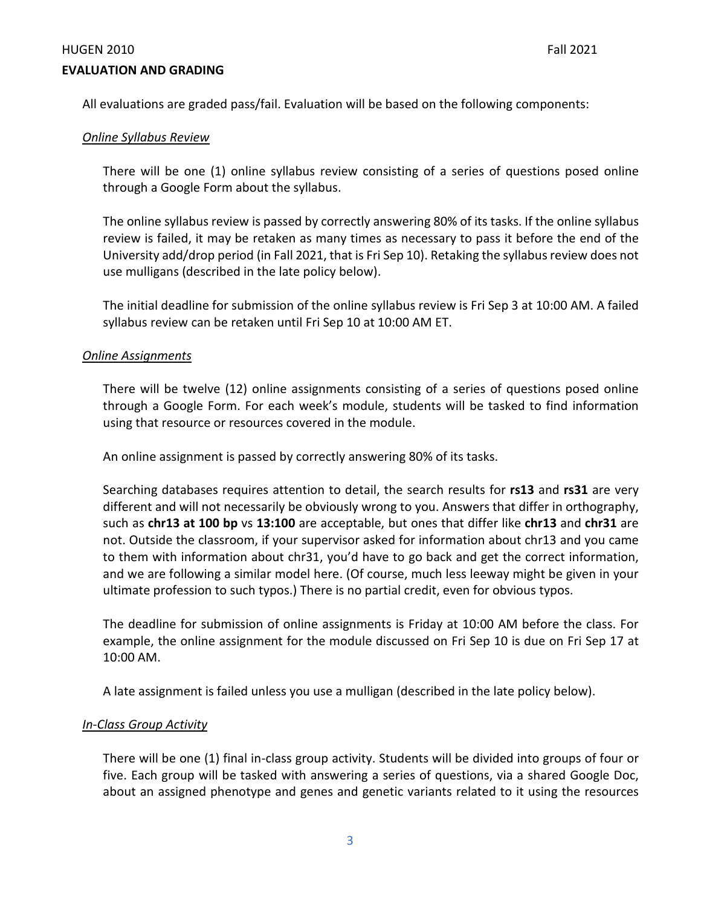## EVALUATION AND GRADING

All evaluations are graded pass/fail. Evaluation will be based on the following components:

### *Online Syllabus Review*

There will be one (1) online syllabus review consisting of a series of questions posed online through a Google Form about the syllabus.

The online syllabus review is passed by correctly answering 80% of its tasks. If the online syllabus review is failed, it may be retaken as many times as necessary to pass it before the end of the University add/drop period (in Fall 2021, that is Fri Sep 10). Retaking the syllabus review does not use mulligans (described in the late policy below).

The initial deadline for submission of the online syllabus review is Fri Sep 3 at 10:00 AM. A failed syllabus review can be retaken until Fri Sep 10 at 10:00 AM ET.

### *Online Assignments*

There will be twelve (12) online assignments consisting of a series of questions posed online through a Google Form. For each week's module, students will be tasked to find information using that resource or resources covered in the module.

An online assignment is passed by correctly answering 80% of its tasks.

Searching databases requires attention to detail, the search results for **rs13** and **rs31** are very different and will not necessarily be obviously wrong to you. Answers that differ in orthography, such as **chr13 at 100 bp** vs **13:100** are acceptable, but ones that differ like **chr13** and **chr31** are not. Outside the classroom, if your supervisor asked for information about chr13 and you came to them with information about chr31, you'd have to go back and get the correct information, and we are following a similar model here. (Of course, much less leeway might be given in your ultimate profession to such typos.) There is no partial credit, even for obvious typos.

The deadline for submission of online assignments is Friday at 10:00 AM before the class. For example, the online assignment for the module discussed on Fri Sep 10 is due on Fri Sep 17 at 10:00 AM.

A late assignment is failed unless you use a mulligan (described in the late policy below).

### *In-Class Group Activity*

There will be one (1) final in-class group activity. Students will be divided into groups of four or five. Each group will be tasked with answering a series of questions, via a shared Google Doc, about an assigned phenotype and genes and genetic variants related to it using the resources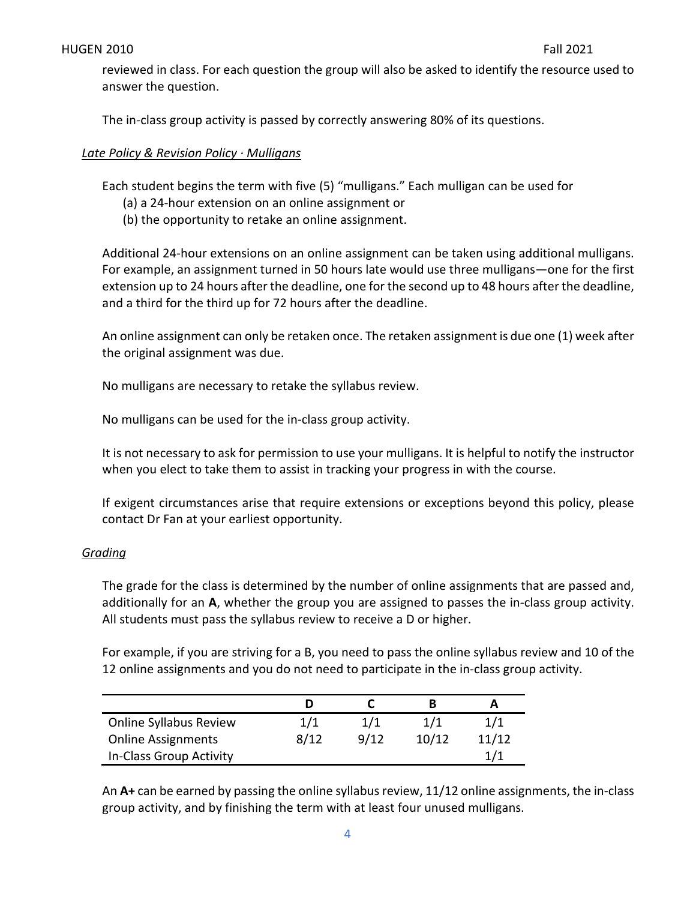reviewed in class. For each question the group will also be asked to identify the resource used to answer the question.

The in-class group activity is passed by correctly answering 80% of its questions.

*Late Policy & Revision Policy · Mulligans*

Each student begins the term with five (5) "mulligans." Each mulligan can be used for
(a) a 24-hour extension on an online assignment or
(b) the opportunity to retake an online assignment.

Additional 24-hour extensions on an online assignment can be taken using additional mulligans. For example, an assignment turned in 50 hours late would use three mulligans—one for the first extension up to 24 hours after the deadline, one for the second up to 48 hours after the deadline, and a third for the third up for 72 hours after the deadline.

An online assignment can only be retaken once. The retaken assignment is due one (1) week after the original assignment was due.

No mulligans are necessary to retake the syllabus review.

No mulligans can be used for the in-class group activity.

It is not necessary to ask for permission to use your mulligans. It is helpful to notify the instructor when you elect to take them to assist in tracking your progress in with the course.

If exigent circumstances arise that require extensions or exceptions beyond this policy, please contact Dr Fan at your earliest opportunity.

*Grading*

The grade for the class is determined by the number of online assignments that are passed and, additionally for an **A**, whether the group you are assigned to passes the in-class group activity. All students must pass the syllabus review to receive a D or higher.

For example, if you are striving for a B, you need to pass the online syllabus review and 10 of the 12 online assignments and you do not need to participate in the in-class group activity.

| | D | C | B | A |
|---|---|---|---|---|
| Online Syllabus Review | 1/1 | 1/1 | 1/1 | 1/1 |
| Online Assignments | 8/12 | 9/12 | 10/12 | 11/12 |
| In-Class Group Activity | | | | 1/1 |

An **A+** can be earned by passing the online syllabus review, 11/12 online assignments, the in-class group activity, and by finishing the term with at least four unused mulligans.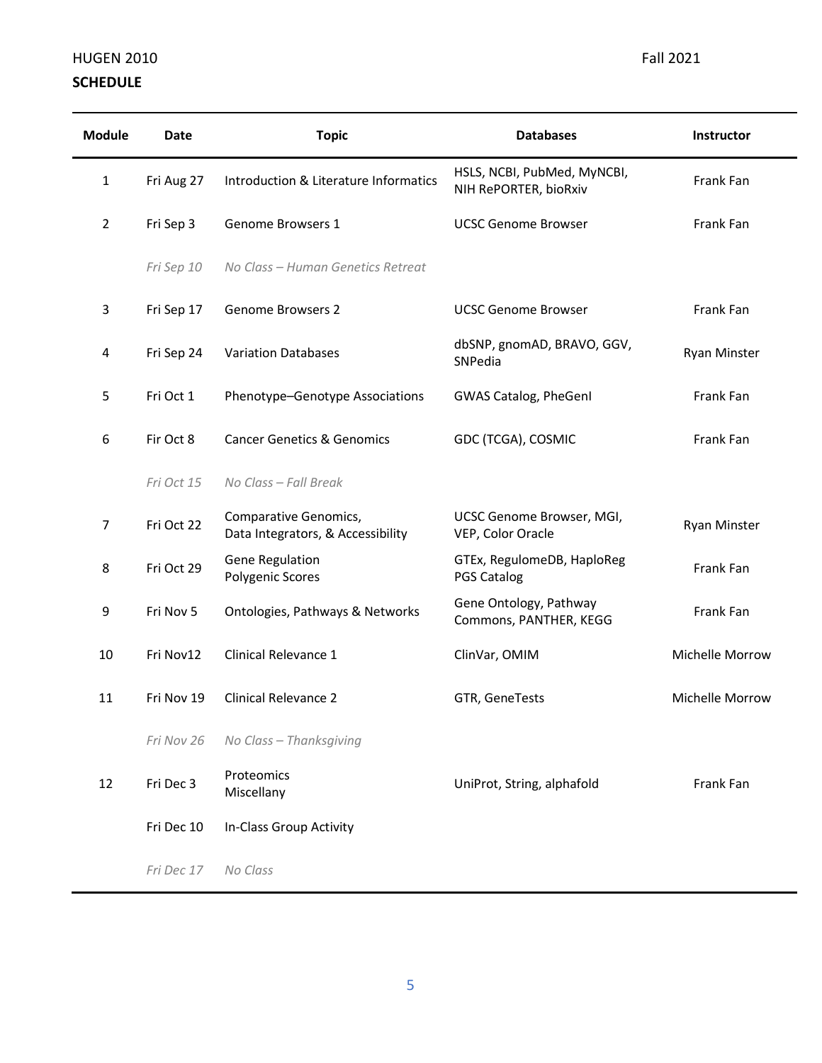HUGEN 2010 Fall 2021

**SCHEDULE**

| Module | Date | Topic | Databases | Instructor |
|---|---|---|---|---|
| 1 | Fri Aug 27 | Introduction & Literature Informatics | HSLS, NCBI, PubMed, MyNCBI, NIH RePORTER, bioRxiv | Frank Fan |
| 2 | Fri Sep 3 | Genome Browsers 1 | UCSC Genome Browser | Frank Fan |
| | *Fri Sep 10* | *No Class – Human Genetics Retreat* | | |
| 3 | Fri Sep 17 | Genome Browsers 2 | UCSC Genome Browser | Frank Fan |
| 4 | Fri Sep 24 | Variation Databases | dbSNP, gnomAD, BRAVO, GGV, SNPedia | Ryan Minster |
| 5 | Fri Oct 1 | Phenotype–Genotype Associations | GWAS Catalog, PheGenI | Frank Fan |
| 6 | Fir Oct 8 | Cancer Genetics & Genomics | GDC (TCGA), COSMIC | Frank Fan |
| | *Fri Oct 15* | *No Class – Fall Break* | | |
| 7 | Fri Oct 22 | Comparative Genomics, Data Integrators, & Accessibility | UCSC Genome Browser, MGI, VEP, Color Oracle | Ryan Minster |
| 8 | Fri Oct 29 | Gene Regulation Polygenic Scores | GTEx, RegulomeDB, HaploReg PGS Catalog | Frank Fan |
| 9 | Fri Nov 5 | Ontologies, Pathways & Networks | Gene Ontology, Pathway Commons, PANTHER, KEGG | Frank Fan |
| 10 | Fri Nov12 | Clinical Relevance 1 | ClinVar, OMIM | Michelle Morrow |
| 11 | Fri Nov 19 | Clinical Relevance 2 | GTR, GeneTests | Michelle Morrow |
| | *Fri Nov 26* | *No Class – Thanksgiving* | | |
| 12 | Fri Dec 3 | Proteomics Miscellany | UniProt, String, alphafold | Frank Fan |
| | Fri Dec 10 | In-Class Group Activity | | |
| | *Fri Dec 17* | *No Class* | | |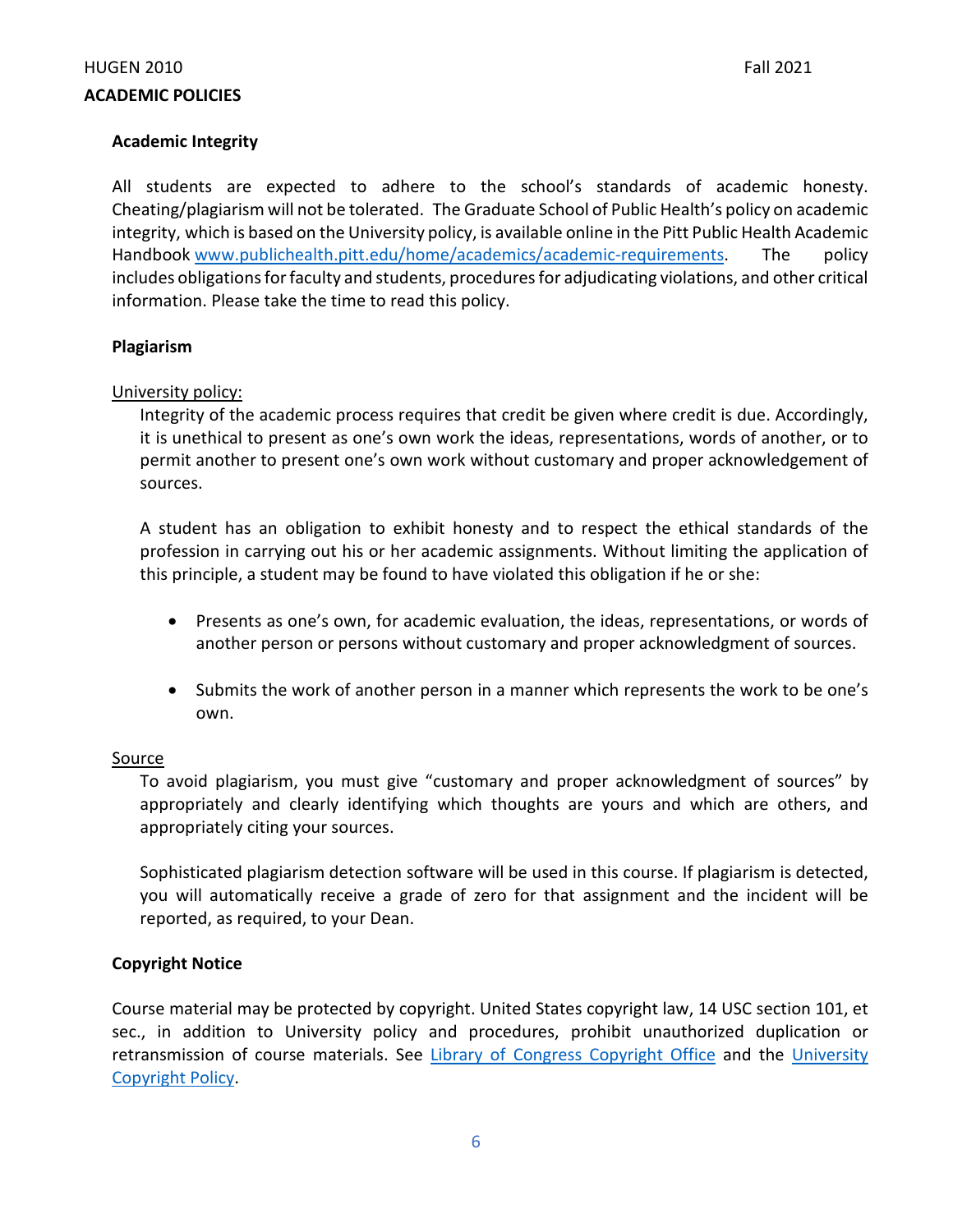## ACADEMIC POLICIES

### Academic Integrity

All students are expected to adhere to the school's standards of academic honesty. Cheating/plagiarism will not be tolerated. The Graduate School of Public Health's policy on academic integrity, which is based on the University policy, is available online in the Pitt Public Health Academic Handbook [www.publichealth.pitt.edu/home/academics/academic-requirements](www.publichealth.pitt.edu/home/academics/academic-requirements). The policy includes obligations for faculty and students, procedures for adjudicating violations, and other critical information. Please take the time to read this policy.

### Plagiarism

University policy:

Integrity of the academic process requires that credit be given where credit is due. Accordingly, it is unethical to present as one's own work the ideas, representations, words of another, or to permit another to present one's own work without customary and proper acknowledgement of sources.

A student has an obligation to exhibit honesty and to respect the ethical standards of the profession in carrying out his or her academic assignments. Without limiting the application of this principle, a student may be found to have violated this obligation if he or she:

- Presents as one's own, for academic evaluation, the ideas, representations, or words of another person or persons without customary and proper acknowledgment of sources.
- Submits the work of another person in a manner which represents the work to be one's own.

Source

To avoid plagiarism, you must give "customary and proper acknowledgment of sources" by appropriately and clearly identifying which thoughts are yours and which are others, and appropriately citing your sources.

Sophisticated plagiarism detection software will be used in this course. If plagiarism is detected, you will automatically receive a grade of zero for that assignment and the incident will be reported, as required, to your Dean.

### Copyright Notice

Course material may be protected by copyright. United States copyright law, 14 USC section 101, et sec., in addition to University policy and procedures, prohibit unauthorized duplication or retransmission of course materials. See Library of Congress Copyright Office and the University Copyright Policy.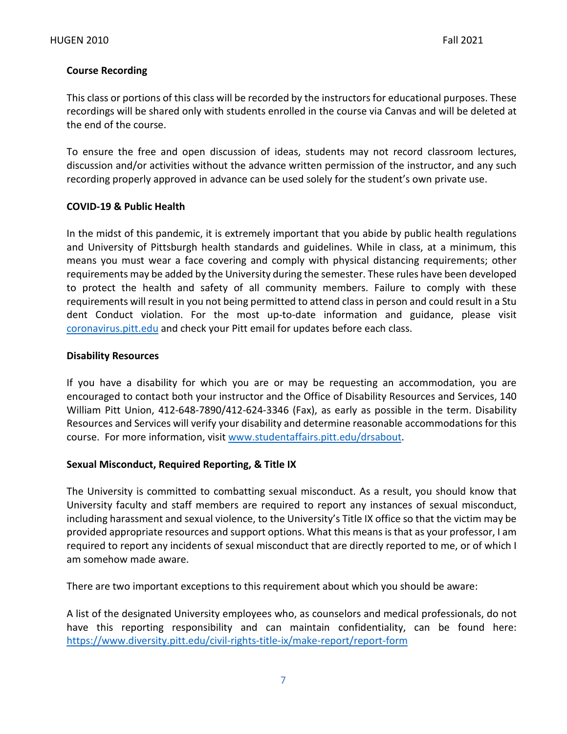### Course Recording

This class or portions of this class will be recorded by the instructors for educational purposes. These recordings will be shared only with students enrolled in the course via Canvas and will be deleted at the end of the course.

To ensure the free and open discussion of ideas, students may not record classroom lectures, discussion and/or activities without the advance written permission of the instructor, and any such recording properly approved in advance can be used solely for the student's own private use.

### COVID-19 & Public Health

In the midst of this pandemic, it is extremely important that you abide by public health regulations and University of Pittsburgh health standards and guidelines. While in class, at a minimum, this means you must wear a face covering and comply with physical distancing requirements; other requirements may be added by the University during the semester. These rules have been developed to protect the health and safety of all community members. Failure to comply with these requirements will result in you not being permitted to attend class in person and could result in a Stu dent Conduct violation. For the most up-to-date information and guidance, please visit [coronavirus.pitt.edu](coronavirus.pitt.edu) and check your Pitt email for updates before each class.

### Disability Resources

If you have a disability for which you are or may be requesting an accommodation, you are encouraged to contact both your instructor and the Office of Disability Resources and Services, 140 William Pitt Union, 412-648-7890/412-624-3346 (Fax), as early as possible in the term. Disability Resources and Services will verify your disability and determine reasonable accommodations for this course. For more information, visit [www.studentaffairs.pitt.edu/drsabout](www.studentaffairs.pitt.edu/drsabout).

### Sexual Misconduct, Required Reporting, & Title IX

The University is committed to combatting sexual misconduct. As a result, you should know that University faculty and staff members are required to report any instances of sexual misconduct, including harassment and sexual violence, to the University's Title IX office so that the victim may be provided appropriate resources and support options. What this means is that as your professor, I am required to report any incidents of sexual misconduct that are directly reported to me, or of which I am somehow made aware.

There are two important exceptions to this requirement about which you should be aware:

A list of the designated University employees who, as counselors and medical professionals, do not have this reporting responsibility and can maintain confidentiality, can be found here: [https://www.diversity.pitt.edu/civil-rights-title-ix/make-report/report-form](https://www.diversity.pitt.edu/civil-rights-title-ix/make-report/report-form)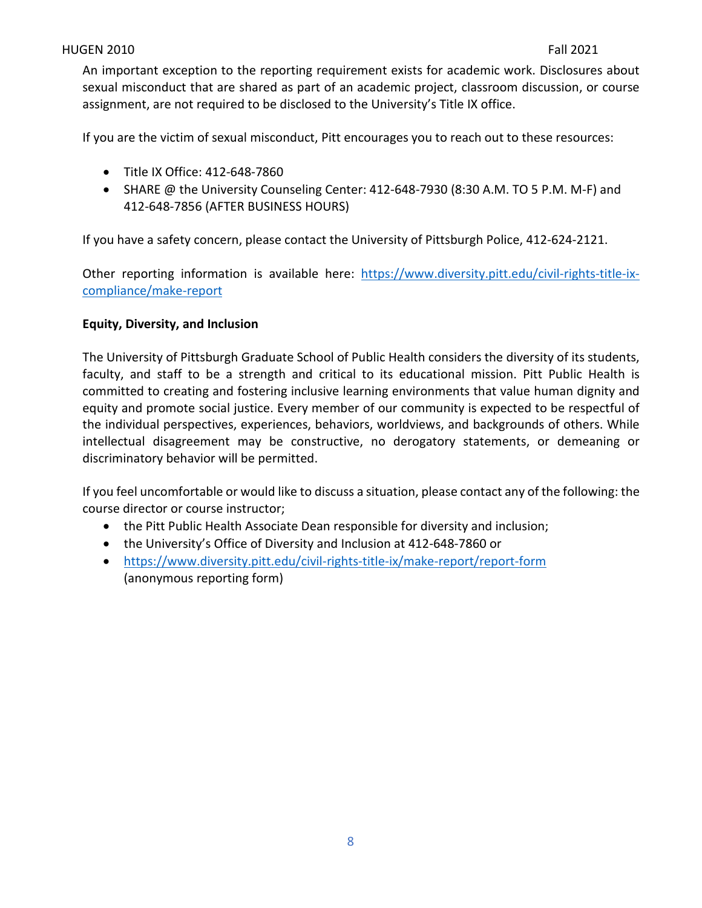An important exception to the reporting requirement exists for academic work. Disclosures about sexual misconduct that are shared as part of an academic project, classroom discussion, or course assignment, are not required to be disclosed to the University's Title IX office.

If you are the victim of sexual misconduct, Pitt encourages you to reach out to these resources:

- Title IX Office: 412-648-7860
- SHARE @ the University Counseling Center: 412-648-7930 (8:30 A.M. TO 5 P.M. M-F) and 412-648-7856 (AFTER BUSINESS HOURS)

If you have a safety concern, please contact the University of Pittsburgh Police, 412-624-2121.

Other reporting information is available here: [https://www.diversity.pitt.edu/civil-rights-title-ix-compliance/make-report](https://www.diversity.pitt.edu/civil-rights-title-ix-compliance/make-report)

**Equity, Diversity, and Inclusion**

The University of Pittsburgh Graduate School of Public Health considers the diversity of its students, faculty, and staff to be a strength and critical to its educational mission. Pitt Public Health is committed to creating and fostering inclusive learning environments that value human dignity and equity and promote social justice. Every member of our community is expected to be respectful of the individual perspectives, experiences, behaviors, worldviews, and backgrounds of others. While intellectual disagreement may be constructive, no derogatory statements, or demeaning or discriminatory behavior will be permitted.

If you feel uncomfortable or would like to discuss a situation, please contact any of the following: the course director or course instructor;

- the Pitt Public Health Associate Dean responsible for diversity and inclusion;
- the University's Office of Diversity and Inclusion at 412-648-7860 or
- [https://www.diversity.pitt.edu/civil-rights-title-ix/make-report/report-form](https://www.diversity.pitt.edu/civil-rights-title-ix/make-report/report-form) (anonymous reporting form)